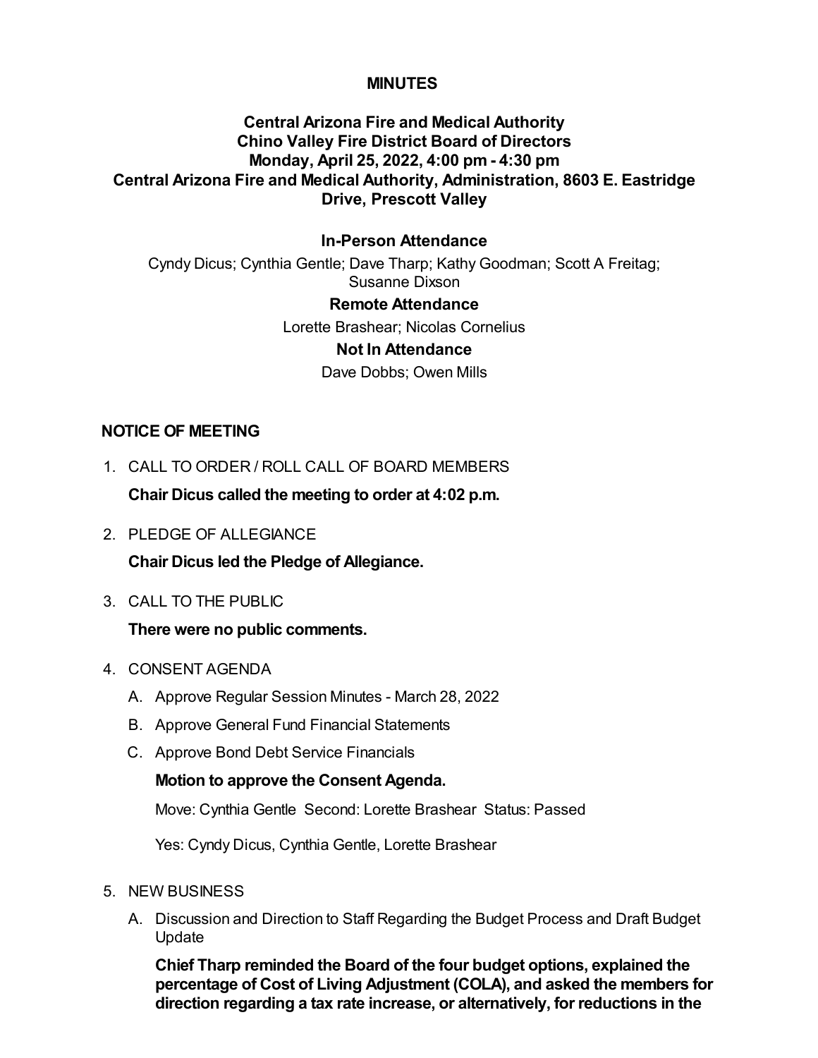**MINUTES**

**Central Arizona Fire and Medical Authority**
**Chino Valley Fire District Board of Directors**
**Monday, April 25, 2022, 4:00 pm - 4:30 pm**
**Central Arizona Fire and Medical Authority, Administration, 8603 E. Eastridge Drive, Prescott Valley**

**In-Person Attendance**

Cyndy Dicus; Cynthia Gentle; Dave Tharp; Kathy Goodman; Scott A Freitag; Susanne Dixson

**Remote Attendance**

Lorette Brashear; Nicolas Cornelius

**Not In Attendance**

Dave Dobbs; Owen Mills

## NOTICE OF MEETING

1. CALL TO ORDER / ROLL CALL OF BOARD MEMBERS

   **Chair Dicus called the meeting to order at 4:02 p.m.**

2. PLEDGE OF ALLEGIANCE

   **Chair Dicus led the Pledge of Allegiance.**

3. CALL TO THE PUBLIC

   **There were no public comments.**

4. CONSENT AGENDA

   A. Approve Regular Session Minutes - March 28, 2022

   B. Approve General Fund Financial Statements

   C. Approve Bond Debt Service Financials

   **Motion to approve the Consent Agenda.**

   Move: Cynthia Gentle  Second: Lorette Brashear  Status: Passed

   Yes: Cyndy Dicus, Cynthia Gentle, Lorette Brashear

5. NEW BUSINESS

   A. Discussion and Direction to Staff Regarding the Budget Process and Draft Budget Update

   **Chief Tharp reminded the Board of the four budget options, explained the percentage of Cost of Living Adjustment (COLA), and asked the members for direction regarding a tax rate increase, or alternatively, for reductions in the**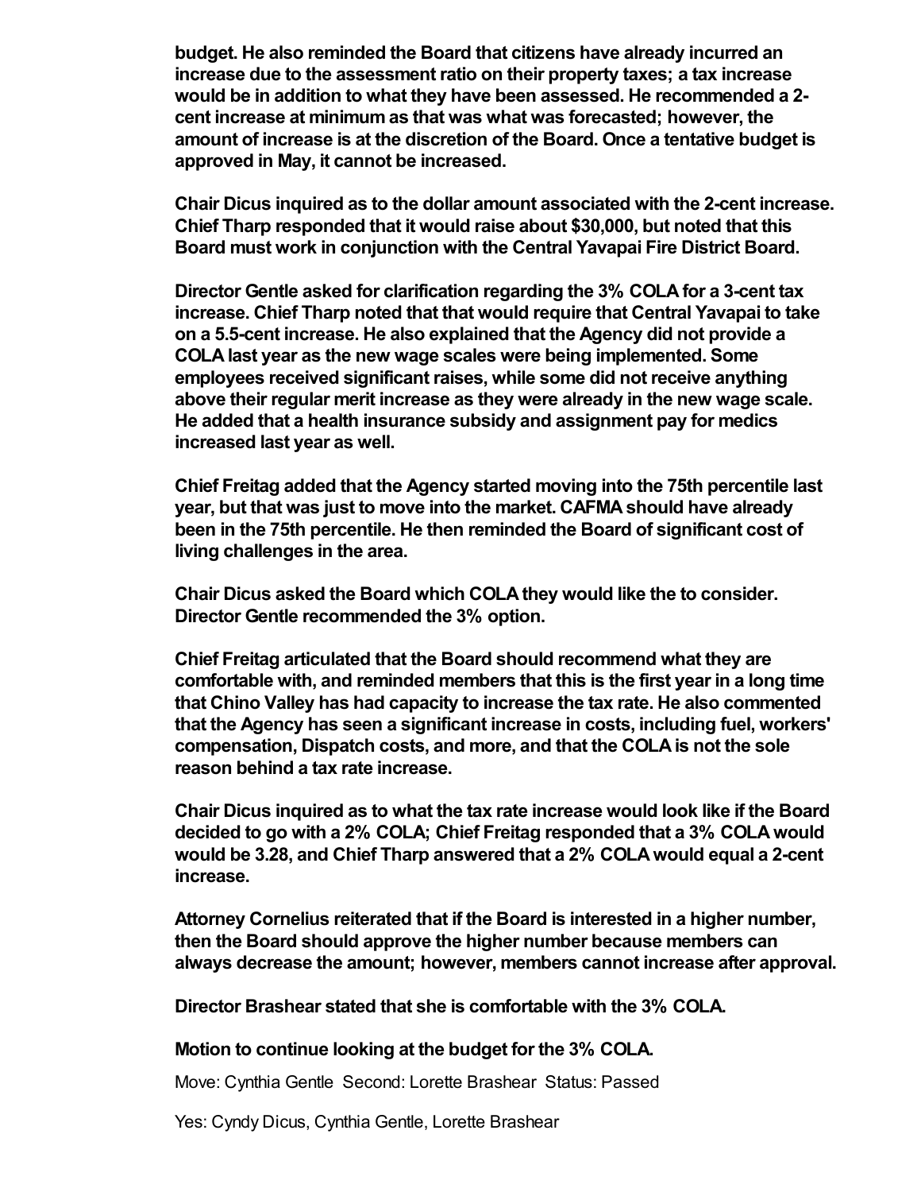**budget. He also reminded the Board that citizens have already incurred an increase due to the assessment ratio on their property taxes; a tax increase would be in addition to what they have been assessed. He recommended a 2-cent increase at minimum as that was what was forecasted; however, the amount of increase is at the discretion of the Board. Once a tentative budget is approved in May, it cannot be increased.**

**Chair Dicus inquired as to the dollar amount associated with the 2-cent increase. Chief Tharp responded that it would raise about $30,000, but noted that this Board must work in conjunction with the Central Yavapai Fire District Board.**

**Director Gentle asked for clarification regarding the 3% COLA for a 3-cent tax increase. Chief Tharp noted that that would require that Central Yavapai to take on a 5.5-cent increase. He also explained that the Agency did not provide a COLA last year as the new wage scales were being implemented. Some employees received significant raises, while some did not receive anything above their regular merit increase as they were already in the new wage scale. He added that a health insurance subsidy and assignment pay for medics increased last year as well.**

**Chief Freitag added that the Agency started moving into the 75th percentile last year, but that was just to move into the market. CAFMA should have already been in the 75th percentile. He then reminded the Board of significant cost of living challenges in the area.**

**Chair Dicus asked the Board which COLA they would like the to consider. Director Gentle recommended the 3% option.**

**Chief Freitag articulated that the Board should recommend what they are comfortable with, and reminded members that this is the first year in a long time that Chino Valley has had capacity to increase the tax rate. He also commented that the Agency has seen a significant increase in costs, including fuel, workers' compensation, Dispatch costs, and more, and that the COLA is not the sole reason behind a tax rate increase.**

**Chair Dicus inquired as to what the tax rate increase would look like if the Board decided to go with a 2% COLA; Chief Freitag responded that a 3% COLA would would be 3.28, and Chief Tharp answered that a 2% COLA would equal a 2-cent increase.**

**Attorney Cornelius reiterated that if the Board is interested in a higher number, then the Board should approve the higher number because members can always decrease the amount; however, members cannot increase after approval.**

**Director Brashear stated that she is comfortable with the 3% COLA.**

**Motion to continue looking at the budget for the 3% COLA.**

Move: Cynthia Gentle Second: Lorette Brashear Status: Passed

Yes: Cyndy Dicus, Cynthia Gentle, Lorette Brashear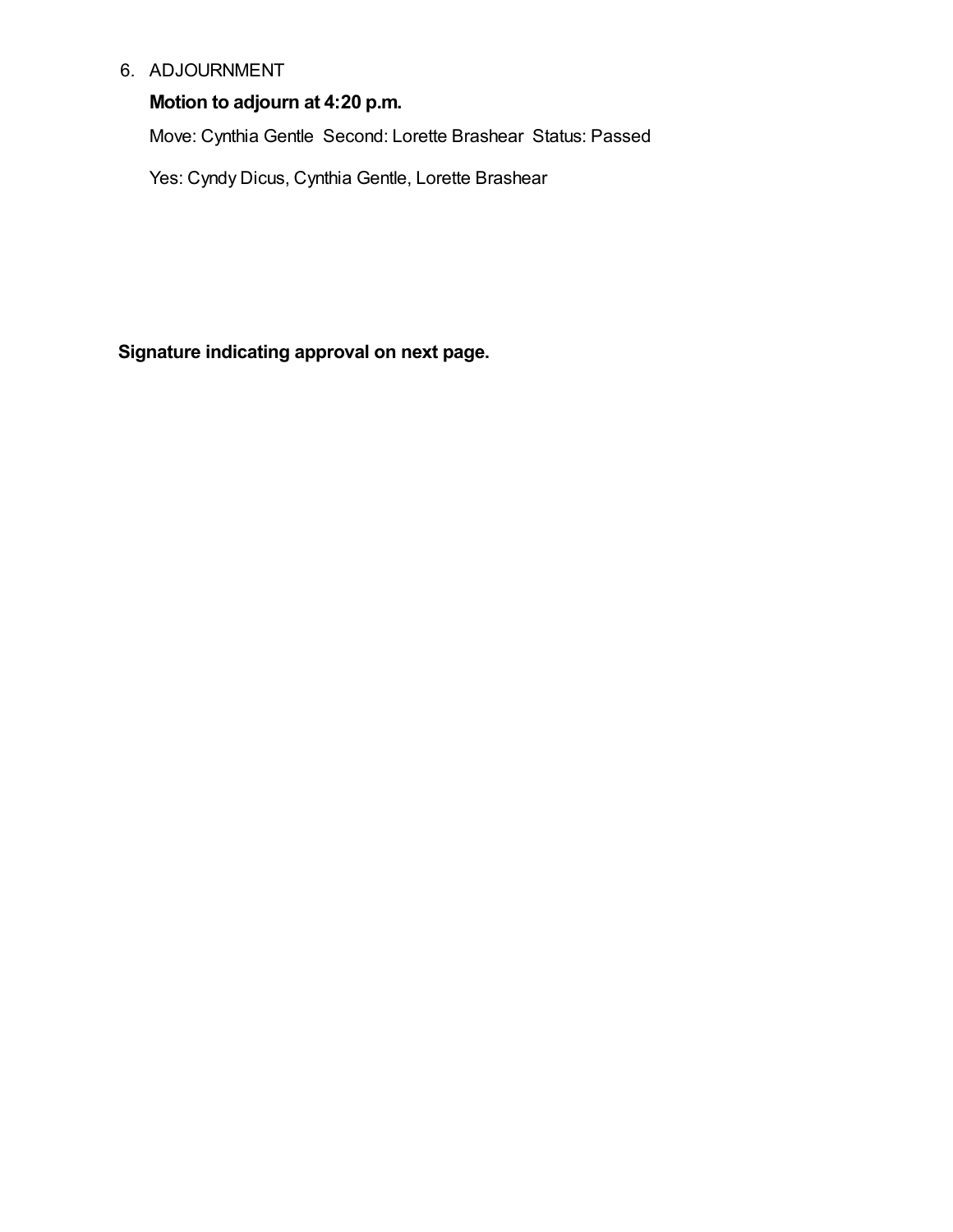6. ADJOURNMENT

   **Motion to adjourn at 4:20 p.m.**

   Move: Cynthia Gentle Second: Lorette Brashear Status: Passed

   Yes: Cyndy Dicus, Cynthia Gentle, Lorette Brashear

**Signature indicating approval on next page.**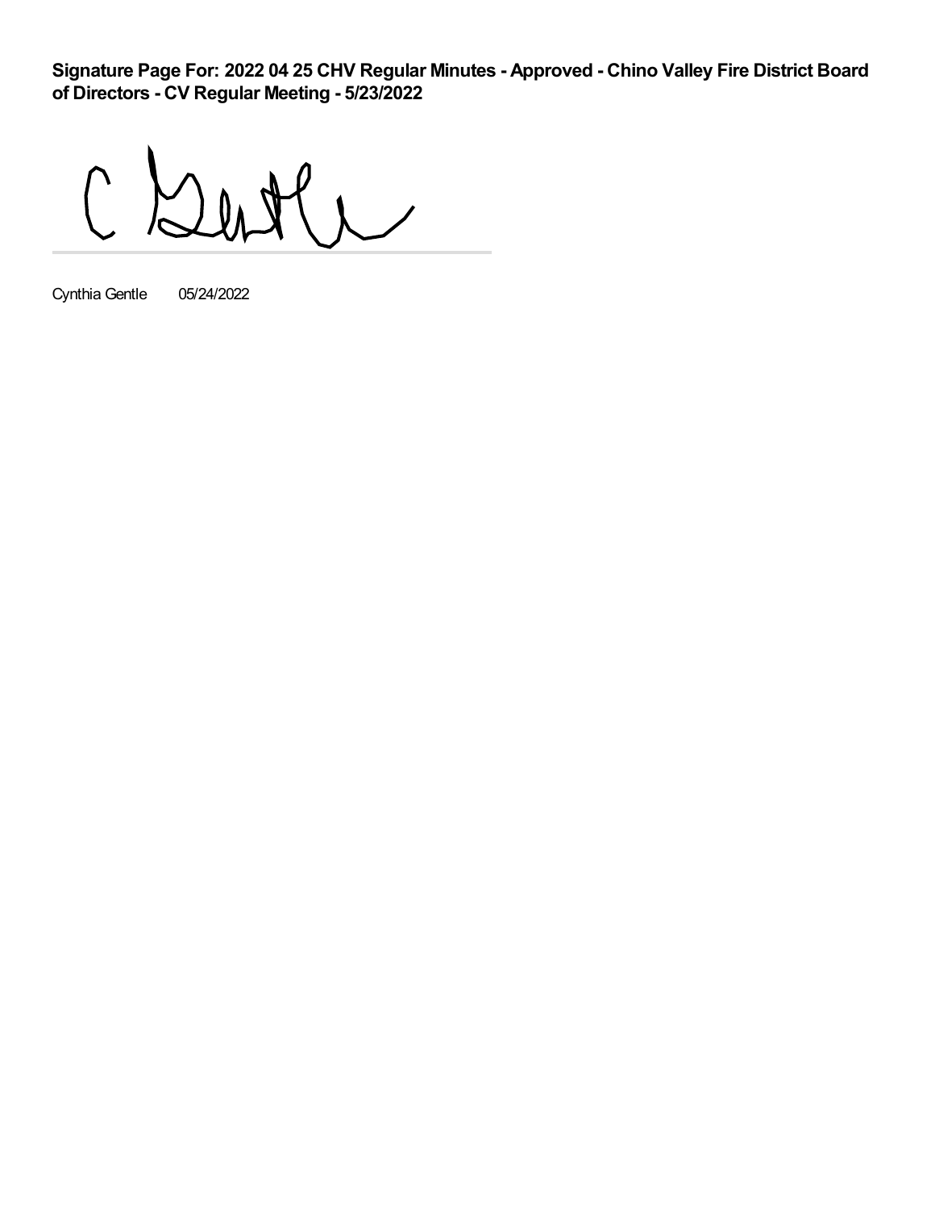**Signature Page For: 2022 04 25 CHV Regular Minutes - Approved - Chino Valley Fire District Board of Directors - CV Regular Meeting - 5/23/2022**

Cynthia Gentle 05/24/2022